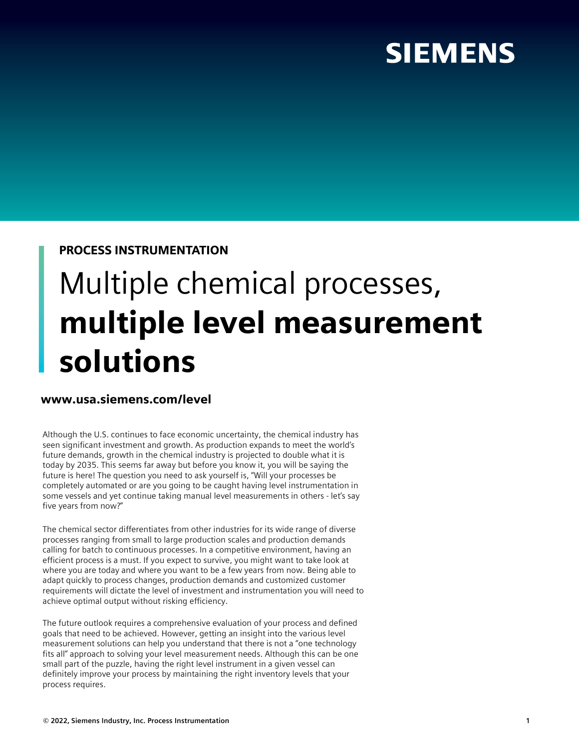SIEMENS

**PROCESS INSTRUMENTATION**

# Multiple chemical processes, **multiple level measurement solutions**

**www.usa.siemens.com/level**

Although the U.S. continues to face economic uncertainty, the chemical industry has seen significant investment and growth. As production expands to meet the world's future demands, growth in the chemical industry is projected to double what it is today by 2035. This seems far away but before you know it, you will be saying the future is here! The question you need to ask yourself is, "Will your processes be completely automated or are you going to be caught having level instrumentation in some vessels and yet continue taking manual level measurements in others - let's say five years from now?"

The chemical sector differentiates from other industries for its wide range of diverse processes ranging from small to large production scales and production demands calling for batch to continuous processes. In a competitive environment, having an efficient process is a must. If you expect to survive, you might want to take look at where you are today and where you want to be a few years from now. Being able to adapt quickly to process changes, production demands and customized customer requirements will dictate the level of investment and instrumentation you will need to achieve optimal output without risking efficiency.

The future outlook requires a comprehensive evaluation of your process and defined goals that need to be achieved. However, getting an insight into the various level measurement solutions can help you understand that there is not a "one technology fits all" approach to solving your level measurement needs. Although this can be one small part of the puzzle, having the right level instrument in a given vessel can definitely improve your process by maintaining the right inventory levels that your process requires.

© 2022, Siemens Industry, Inc. Process Instrumentation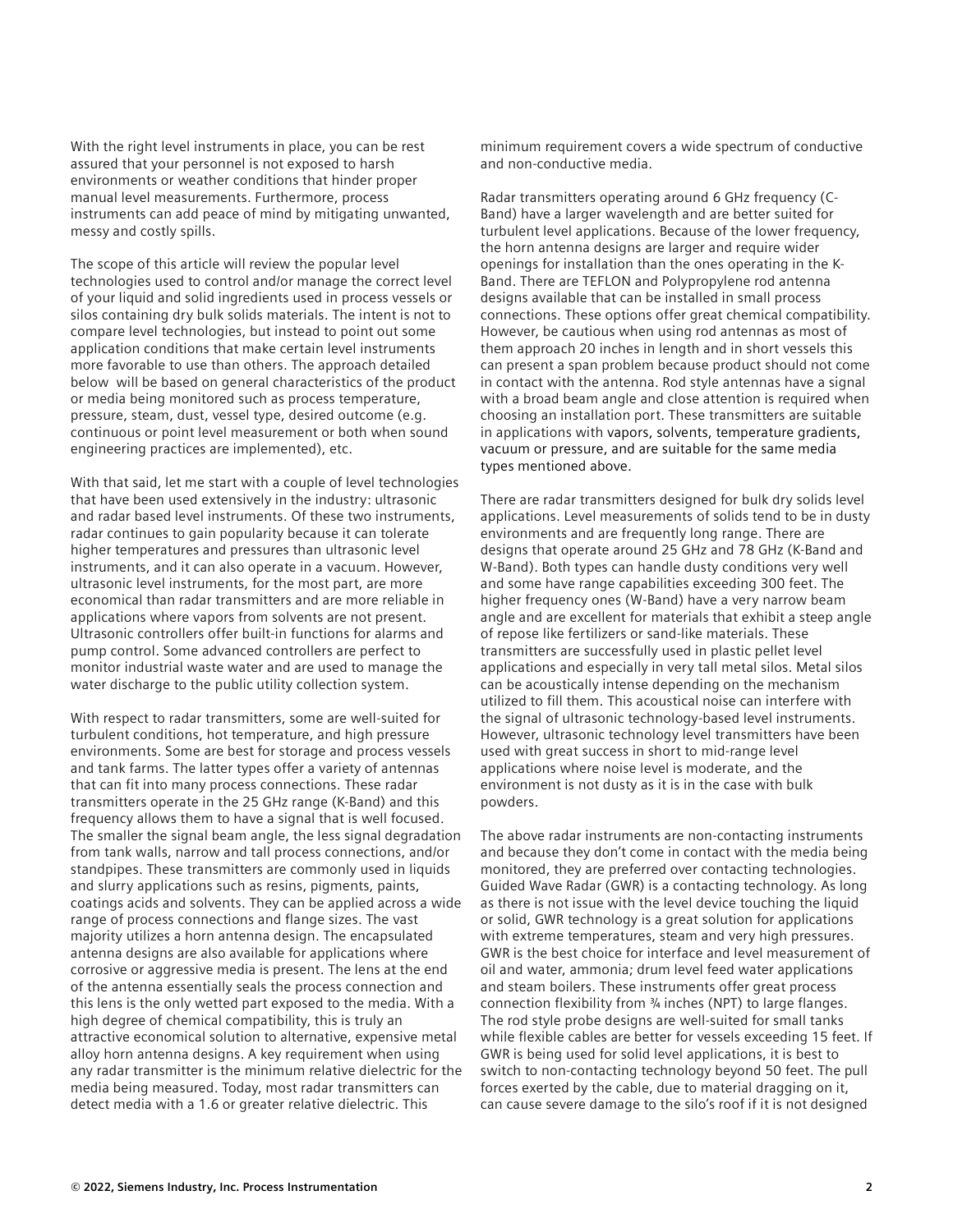With the right level instruments in place, you can be rest assured that your personnel is not exposed to harsh environments or weather conditions that hinder proper manual level measurements. Furthermore, process instruments can add peace of mind by mitigating unwanted, messy and costly spills.

The scope of this article will review the popular level technologies used to control and/or manage the correct level of your liquid and solid ingredients used in process vessels or silos containing dry bulk solids materials. The intent is not to compare level technologies, but instead to point out some application conditions that make certain level instruments more favorable to use than others. The approach detailed below will be based on general characteristics of the product or media being monitored such as process temperature, pressure, steam, dust, vessel type, desired outcome (e.g. continuous or point level measurement or both when sound engineering practices are implemented), etc.

With that said, let me start with a couple of level technologies that have been used extensively in the industry: ultrasonic and radar based level instruments. Of these two instruments, radar continues to gain popularity because it can tolerate higher temperatures and pressures than ultrasonic level instruments, and it can also operate in a vacuum. However, ultrasonic level instruments, for the most part, are more economical than radar transmitters and are more reliable in applications where vapors from solvents are not present. Ultrasonic controllers offer built-in functions for alarms and pump control. Some advanced controllers are perfect to monitor industrial waste water and are used to manage the water discharge to the public utility collection system.

With respect to radar transmitters, some are well-suited for turbulent conditions, hot temperature, and high pressure environments. Some are best for storage and process vessels and tank farms. The latter types offer a variety of antennas that can fit into many process connections. These radar transmitters operate in the 25 GHz range (K-Band) and this frequency allows them to have a signal that is well focused. The smaller the signal beam angle, the less signal degradation from tank walls, narrow and tall process connections, and/or standpipes. These transmitters are commonly used in liquids and slurry applications such as resins, pigments, paints, coatings acids and solvents. They can be applied across a wide range of process connections and flange sizes. The vast majority utilizes a horn antenna design. The encapsulated antenna designs are also available for applications where corrosive or aggressive media is present. The lens at the end of the antenna essentially seals the process connection and this lens is the only wetted part exposed to the media. With a high degree of chemical compatibility, this is truly an attractive economical solution to alternative, expensive metal alloy horn antenna designs. A key requirement when using any radar transmitter is the minimum relative dielectric for the media being measured. Today, most radar transmitters can detect media with a 1.6 or greater relative dielectric. This minimum requirement covers a wide spectrum of conductive and non-conductive media.

Radar transmitters operating around 6 GHz frequency (C-Band) have a larger wavelength and are better suited for turbulent level applications. Because of the lower frequency, the horn antenna designs are larger and require wider openings for installation than the ones operating in the K-Band. There are TEFLON and Polypropylene rod antenna designs available that can be installed in small process connections. These options offer great chemical compatibility. However, be cautious when using rod antennas as most of them approach 20 inches in length and in short vessels this can present a span problem because product should not come in contact with the antenna. Rod style antennas have a signal with a broad beam angle and close attention is required when choosing an installation port. These transmitters are suitable in applications with vapors, solvents, temperature gradients, vacuum or pressure, and are suitable for the same media types mentioned above.

There are radar transmitters designed for bulk dry solids level applications. Level measurements of solids tend to be in dusty environments and are frequently long range. There are designs that operate around 25 GHz and 78 GHz (K-Band and W-Band). Both types can handle dusty conditions very well and some have range capabilities exceeding 300 feet. The higher frequency ones (W-Band) have a very narrow beam angle and are excellent for materials that exhibit a steep angle of repose like fertilizers or sand-like materials. These transmitters are successfully used in plastic pellet level applications and especially in very tall metal silos. Metal silos can be acoustically intense depending on the mechanism utilized to fill them. This acoustical noise can interfere with the signal of ultrasonic technology-based level instruments. However, ultrasonic technology level transmitters have been used with great success in short to mid-range level applications where noise level is moderate, and the environment is not dusty as it is in the case with bulk powders.

The above radar instruments are non-contacting instruments and because they don't come in contact with the media being monitored, they are preferred over contacting technologies. Guided Wave Radar (GWR) is a contacting technology. As long as there is not issue with the level device touching the liquid or solid, GWR technology is a great solution for applications with extreme temperatures, steam and very high pressures. GWR is the best choice for interface and level measurement of oil and water, ammonia; drum level feed water applications and steam boilers. These instruments offer great process connection flexibility from ¾ inches (NPT) to large flanges. The rod style probe designs are well-suited for small tanks while flexible cables are better for vessels exceeding 15 feet. If GWR is being used for solid level applications, it is best to switch to non-contacting technology beyond 50 feet. The pull forces exerted by the cable, due to material dragging on it, can cause severe damage to the silo's roof if it is not designed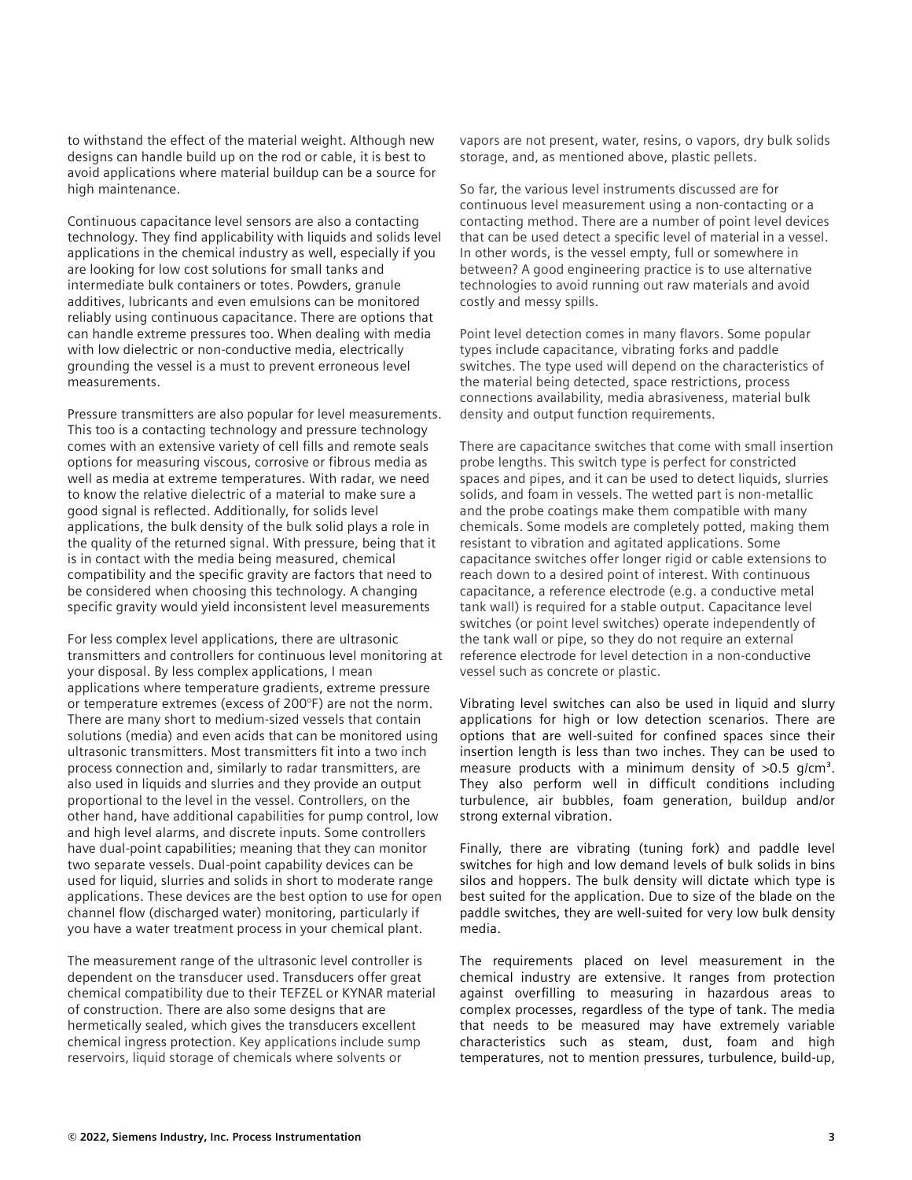to withstand the effect of the material weight. Although new designs can handle build up on the rod or cable, it is best to avoid applications where material buildup can be a source for high maintenance.

Continuous capacitance level sensors are also a contacting technology. They find applicability with liquids and solids level applications in the chemical industry as well, especially if you are looking for low cost solutions for small tanks and intermediate bulk containers or totes. Powders, granule additives, lubricants and even emulsions can be monitored reliably using continuous capacitance. There are options that can handle extreme pressures too. When dealing with media with low dielectric or non-conductive media, electrically grounding the vessel is a must to prevent erroneous level measurements.

Pressure transmitters are also popular for level measurements. This too is a contacting technology and pressure technology comes with an extensive variety of cell fills and remote seals options for measuring viscous, corrosive or fibrous media as well as media at extreme temperatures. With radar, we need to know the relative dielectric of a material to make sure a good signal is reflected. Additionally, for solids level applications, the bulk density of the bulk solid plays a role in the quality of the returned signal. With pressure, being that it is in contact with the media being measured, chemical compatibility and the specific gravity are factors that need to be considered when choosing this technology. A changing specific gravity would yield inconsistent level measurements

For less complex level applications, there are ultrasonic transmitters and controllers for continuous level monitoring at your disposal. By less complex applications, I mean applications where temperature gradients, extreme pressure or temperature extremes (excess of 200°F) are not the norm. There are many short to medium-sized vessels that contain solutions (media) and even acids that can be monitored using ultrasonic transmitters. Most transmitters fit into a two inch process connection and, similarly to radar transmitters, are also used in liquids and slurries and they provide an output proportional to the level in the vessel. Controllers, on the other hand, have additional capabilities for pump control, low and high level alarms, and discrete inputs. Some controllers have dual-point capabilities; meaning that they can monitor two separate vessels. Dual-point capability devices can be used for liquid, slurries and solids in short to moderate range applications. These devices are the best option to use for open channel flow (discharged water) monitoring, particularly if you have a water treatment process in your chemical plant.

The measurement range of the ultrasonic level controller is dependent on the transducer used. Transducers offer great chemical compatibility due to their TEFZEL or KYNAR material of construction. There are also some designs that are hermetically sealed, which gives the transducers excellent chemical ingress protection. Key applications include sump reservoirs, liquid storage of chemicals where solvents or vapors are not present, water, resins, o vapors, dry bulk solids storage, and, as mentioned above, plastic pellets.

So far, the various level instruments discussed are for continuous level measurement using a non-contacting or a contacting method. There are a number of point level devices that can be used detect a specific level of material in a vessel. In other words, is the vessel empty, full or somewhere in between? A good engineering practice is to use alternative technologies to avoid running out raw materials and avoid costly and messy spills.

Point level detection comes in many flavors. Some popular types include capacitance, vibrating forks and paddle switches. The type used will depend on the characteristics of the material being detected, space restrictions, process connections availability, media abrasiveness, material bulk density and output function requirements.

There are capacitance switches that come with small insertion probe lengths. This switch type is perfect for constricted spaces and pipes, and it can be used to detect liquids, slurries solids, and foam in vessels. The wetted part is non-metallic and the probe coatings make them compatible with many chemicals. Some models are completely potted, making them resistant to vibration and agitated applications. Some capacitance switches offer longer rigid or cable extensions to reach down to a desired point of interest. With continuous capacitance, a reference electrode (e.g. a conductive metal tank wall) is required for a stable output. Capacitance level switches (or point level switches) operate independently of the tank wall or pipe, so they do not require an external reference electrode for level detection in a non-conductive vessel such as concrete or plastic.

Vibrating level switches can also be used in liquid and slurry applications for high or low detection scenarios. There are options that are well-suited for confined spaces since their insertion length is less than two inches. They can be used to measure products with a minimum density of >0.5 g/cm³. They also perform well in difficult conditions including turbulence, air bubbles, foam generation, buildup and/or strong external vibration.

Finally, there are vibrating (tuning fork) and paddle level switches for high and low demand levels of bulk solids in bins silos and hoppers. The bulk density will dictate which type is best suited for the application. Due to size of the blade on the paddle switches, they are well-suited for very low bulk density media.

The requirements placed on level measurement in the chemical industry are extensive. It ranges from protection against overfilling to measuring in hazardous areas to complex processes, regardless of the type of tank. The media that needs to be measured may have extremely variable characteristics such as steam, dust, foam and high temperatures, not to mention pressures, turbulence, build-up,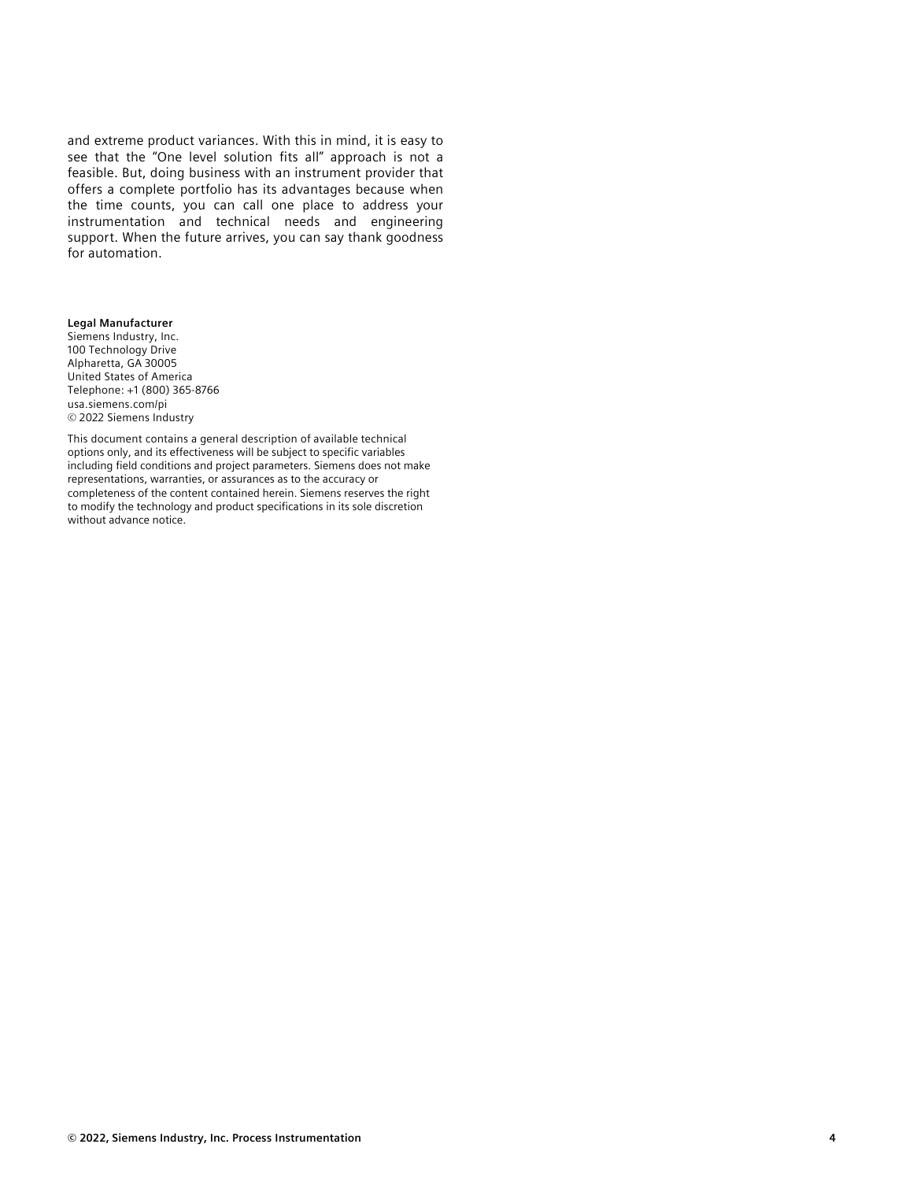and extreme product variances. With this in mind, it is easy to see that the "One level solution fits all" approach is not a feasible. But, doing business with an instrument provider that offers a complete portfolio has its advantages because when the time counts, you can call one place to address your instrumentation and technical needs and engineering support. When the future arrives, you can say thank goodness for automation.

**Legal Manufacturer**
Siemens Industry, Inc.
100 Technology Drive
Alpharetta, GA 30005
United States of America
Telephone: +1 (800) 365-8766
usa.siemens.com/pi
© 2022 Siemens Industry

This document contains a general description of available technical options only, and its effectiveness will be subject to specific variables including field conditions and project parameters. Siemens does not make representations, warranties, or assurances as to the accuracy or completeness of the content contained herein. Siemens reserves the right to modify the technology and product specifications in its sole discretion without advance notice.